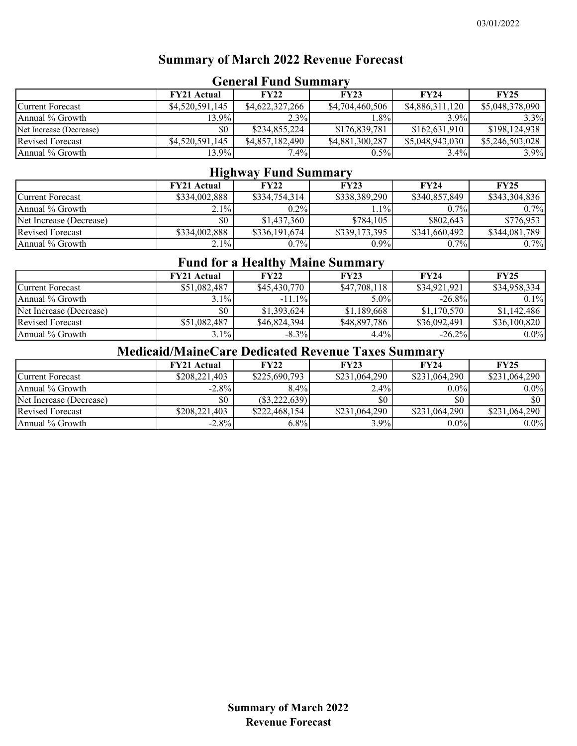# Summary of March 2022 Revenue Forecast

## General Fund Summary

| | FY21 Actual | FY22 | FY23 | FY24 | FY25 |
|---|---|---|---|---|---|
| Current Forecast | $4,520,591,145 | $4,622,327,266 | $4,704,460,506 | $4,886,311,120 | $5,048,378,090 |
| Annual % Growth | 13.9% | 2.3% | 1.8% | 3.9% | 3.3% |
| Net Increase (Decrease) | $0 | $234,855,224 | $176,839,781 | $162,631,910 | $198,124,938 |
| Revised Forecast | $4,520,591,145 | $4,857,182,490 | $4,881,300,287 | $5,048,943,030 | $5,246,503,028 |
| Annual % Growth | 13.9% | 7.4% | 0.5% | 3.4% | 3.9% |

## Highway Fund Summary

| | FY21 Actual | FY22 | FY23 | FY24 | FY25 |
|---|---|---|---|---|---|
| Current Forecast | $334,002,888 | $334,754,314 | $338,389,290 | $340,857,849 | $343,304,836 |
| Annual % Growth | 2.1% | 0.2% | 1.1% | 0.7% | 0.7% |
| Net Increase (Decrease) | $0 | $1,437,360 | $784,105 | $802,643 | $776,953 |
| Revised Forecast | $334,002,888 | $336,191,674 | $339,173,395 | $341,660,492 | $344,081,789 |
| Annual % Growth | 2.1% | 0.7% | 0.9% | 0.7% | 0.7% |

## Fund for a Healthy Maine Summary

| | FY21 Actual | FY22 | FY23 | FY24 | FY25 |
|---|---|---|---|---|---|
| Current Forecast | $51,082,487 | $45,430,770 | $47,708,118 | $34,921,921 | $34,958,334 |
| Annual % Growth | 3.1% | -11.1% | 5.0% | -26.8% | 0.1% |
| Net Increase (Decrease) | $0 | $1,393,624 | $1,189,668 | $1,170,570 | $1,142,486 |
| Revised Forecast | $51,082,487 | $46,824,394 | $48,897,786 | $36,092,491 | $36,100,820 |
| Annual % Growth | 3.1% | -8.3% | 4.4% | -26.2% | 0.0% |

## Medicaid/MaineCare Dedicated Revenue Taxes Summary

| | FY21 Actual | FY22 | FY23 | FY24 | FY25 |
|---|---|---|---|---|---|
| Current Forecast | $208,221,403 | $225,690,793 | $231,064,290 | $231,064,290 | $231,064,290 |
| Annual % Growth | -2.8% | 8.4% | 2.4% | 0.0% | 0.0% |
| Net Increase (Decrease) | $0 | ($3,222,639) | $0 | $0 | $0 |
| Revised Forecast | $208,221,403 | $222,468,154 | $231,064,290 | $231,064,290 | $231,064,290 |
| Annual % Growth | -2.8% | 6.8% | 3.9% | 0.0% | 0.0% |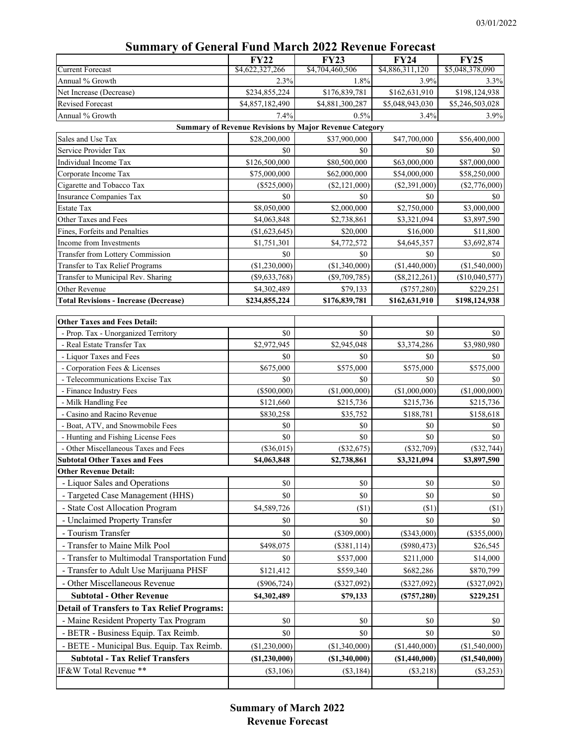# Summary of General Fund March 2022 Revenue Forecast

| | FY22 | FY23 | FY24 | FY25 |
|---|---|---|---|---|
| Current Forecast | $4,622,327,266 | $4,704,460,506 | $4,886,311,120 | $5,048,378,090 |
| Annual % Growth | 2.3% | 1.8% | 3.9% | 3.3% |
| Net Increase (Decrease) | $234,855,224 | $176,839,781 | $162,631,910 | $198,124,938 |
| Revised Forecast | $4,857,182,490 | $4,881,300,287 | $5,048,943,030 | $5,246,503,028 |
| Annual % Growth | 7.4% | 0.5% | 3.4% | 3.9% |
| **Summary of Revenue Revisions by Major Revenue Category** | | | | |
| Sales and Use Tax | $28,200,000 | $37,900,000 | $47,700,000 | $56,400,000 |
| Service Provider Tax | $0 | $0 | $0 | $0 |
| Individual Income Tax | $126,500,000 | $80,500,000 | $63,000,000 | $87,000,000 |
| Corporate Income Tax | $75,000,000 | $62,000,000 | $54,000,000 | $58,250,000 |
| Cigarette and Tobacco Tax | ($525,000) | ($2,121,000) | ($2,391,000) | ($2,776,000) |
| Insurance Companies Tax | $0 | $0 | $0 | $0 |
| Estate Tax | $8,050,000 | $2,000,000 | $2,750,000 | $3,000,000 |
| Other Taxes and Fees | $4,063,848 | $2,738,861 | $3,321,094 | $3,897,590 |
| Fines, Forfeits and Penalties | ($1,623,645) | $20,000 | $16,000 | $11,800 |
| Income from Investments | $1,751,301 | $4,772,572 | $4,645,357 | $3,692,874 |
| Transfer from Lottery Commission | $0 | $0 | $0 | $0 |
| Transfer to Tax Relief Programs | ($1,230,000) | ($1,340,000) | ($1,440,000) | ($1,540,000) |
| Transfer to Municipal Rev. Sharing | ($9,633,768) | ($9,709,785) | ($8,212,261) | ($10,040,577) |
| Other Revenue | $4,302,489 | $79,133 | ($757,280) | $229,251 |
| **Total Revisions - Increase (Decrease)** | **$234,855,224** | **$176,839,781** | **$162,631,910** | **$198,124,938** |

| | | | | |
|---|---|---|---|---|
| **Other Taxes and Fees Detail:** | | | | |
| - Prop. Tax - Unorganized Territory | $0 | $0 | $0 | $0 |
| - Real Estate Transfer Tax | $2,972,945 | $2,945,048 | $3,374,286 | $3,980,980 |
| - Liquor Taxes and Fees | $0 | $0 | $0 | $0 |
| - Corporation Fees & Licenses | $675,000 | $575,000 | $575,000 | $575,000 |
| - Telecommunications Excise Tax | $0 | $0 | $0 | $0 |
| - Finance Industry Fees | ($500,000) | ($1,000,000) | ($1,000,000) | ($1,000,000) |
| - Milk Handling Fee | $121,660 | $215,736 | $215,736 | $215,736 |
| - Casino and Racino Revenue | $830,258 | $35,752 | $188,781 | $158,618 |
| - Boat, ATV, and Snowmobile Fees | $0 | $0 | $0 | $0 |
| - Hunting and Fishing License Fees | $0 | $0 | $0 | $0 |
| - Other Miscellaneous Taxes and Fees | ($36,015) | ($32,675) | ($32,709) | ($32,744) |
| **Subtotal Other Taxes and Fees** | **$4,063,848** | **$2,738,861** | **$3,321,094** | **$3,897,590** |
| **Other Revenue Detail:** | | | | |
| - Liquor Sales and Operations | $0 | $0 | $0 | $0 |
| - Targeted Case Management (HHS) | $0 | $0 | $0 | $0 |
| - State Cost Allocation Program | $4,589,726 | ($1) | ($1) | ($1) |
| - Unclaimed Property Transfer | $0 | $0 | $0 | $0 |
| - Tourism Transfer | $0 | ($309,000) | ($343,000) | ($355,000) |
| - Transfer to Maine Milk Pool | $498,075 | ($381,114) | ($980,473) | $26,545 |
| - Transfer to Multimodal Transportation Fund | $0 | $537,000 | $211,000 | $14,000 |
| - Transfer to Adult Use Marijuana PHSF | $121,412 | $559,340 | $682,286 | $870,799 |
| - Other Miscellaneous Revenue | ($906,724) | ($327,092) | ($327,092) | ($327,092) |
| **Subtotal - Other Revenue** | **$4,302,489** | **$79,133** | **($757,280)** | **$229,251** |
| **Detail of Transfers to Tax Relief Programs:** | | | | |
| - Maine Resident Property Tax Program | $0 | $0 | $0 | $0 |
| - BETR - Business Equip. Tax Reimb. | $0 | $0 | $0 | $0 |
| - BETE - Municipal Bus. Equip. Tax Reimb. | ($1,230,000) | ($1,340,000) | ($1,440,000) | ($1,540,000) |
| **Subtotal - Tax Relief Transfers** | **($1,230,000)** | **($1,340,000)** | **($1,440,000)** | **($1,540,000)** |
| IF&W Total Revenue ** | ($3,106) | ($3,184) | ($3,218) | ($3,253) |

**Summary of March 2022 Revenue Forecast**